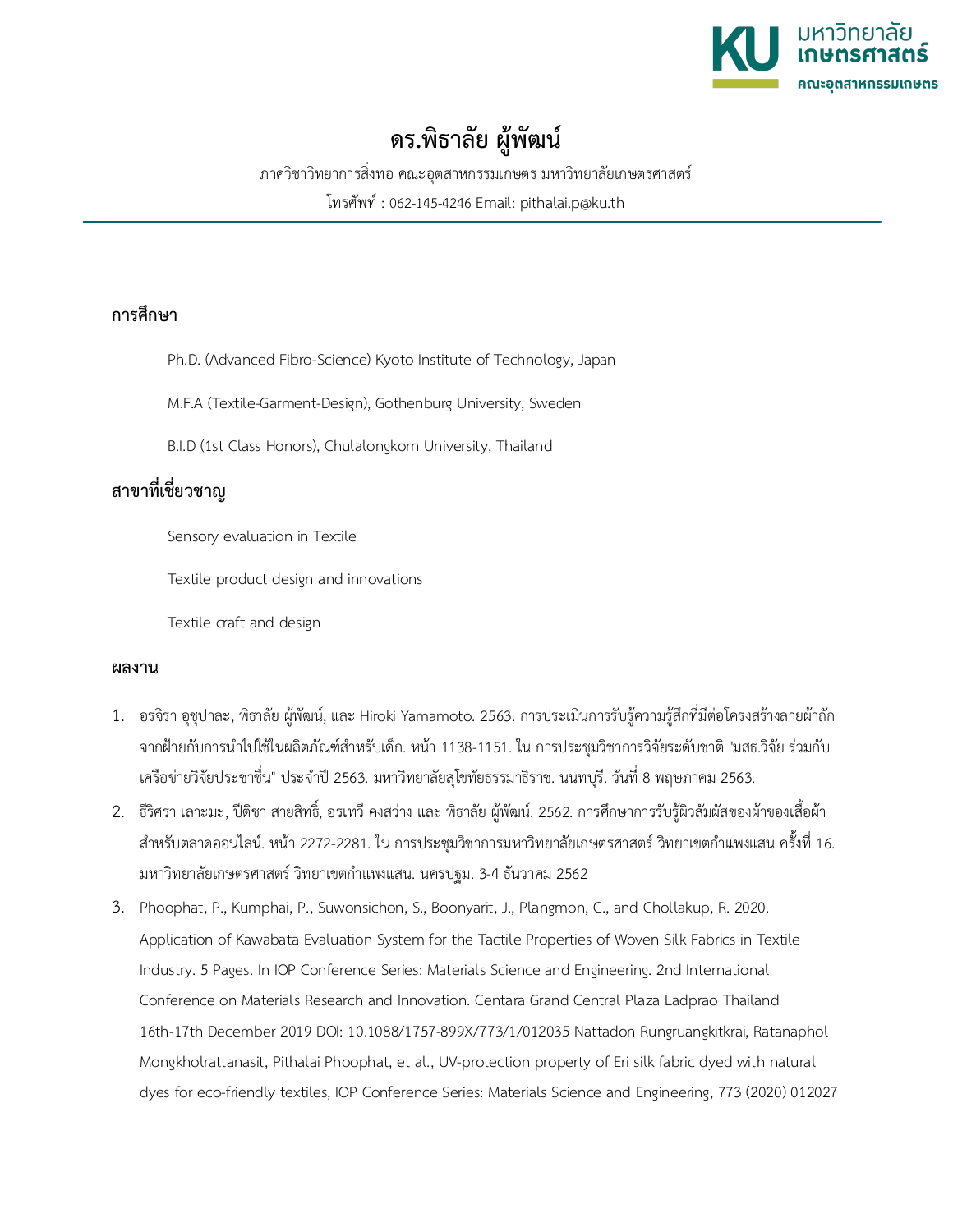# ดร.พิธาลัย ผู้พัฒน์

ภาควิชาวิทยาการสิ่งทอ คณะอุตสาหกรรมเกษตร มหาวิทยาลัยเกษตรศาสตร์

โทรศัพท์ : 062-145-4246 Email: pithalai.p@ku.th

## การศึกษา

Ph.D. (Advanced Fibro-Science) Kyoto Institute of Technology, Japan

M.F.A (Textile-Garment-Design), Gothenburg University, Sweden

B.I.D (1st Class Honors), Chulalongkorn University, Thailand

## สาขาที่เชี่ยวชาญ

Sensory evaluation in Textile

Textile product design and innovations

Textile craft and design

## ผลงาน

1. อรจิรา อุชุปาละ, พิธาลัย ผู้พัฒน์, และ Hiroki Yamamoto. 2563. การประเมินการรับรู้ความรู้สึกที่มีต่อโครงสร้างลายผ้าถักจากฝ้ายกับการนำไปใช้ในผลิตภัณฑ์สำหรับเด็ก. หน้า 1138-1151. ใน การประชุมวิชาการวิจัยระดับชาติ "มสธ.วิจัย ร่วมกับเครือข่ายวิจัยประชาชื่น" ประจำปี 2563. มหาวิทยาลัยสุโขทัยธรรมาธิราช. นนทบุรี. วันที่ 8 พฤษภาคม 2563.
2. ธีริศรา เลาะมะ, ปิติชา สายสิทธิ์, อรเทวี คงสว่าง และ พิธาลัย ผู้พัฒน์. 2562. การศึกษาการรับรู้ผิวสัมผัสของผ้าของเสื้อผ้าสำหรับตลาดออนไลน์. หน้า 2272-2281. ใน การประชุมวิชาการมหาวิทยาลัยเกษตรศาสตร์ วิทยาเขตกำแพงแสน ครั้งที่ 16. มหาวิทยาลัยเกษตรศาสตร์ วิทยาเขตกำแพงแสน. นครปฐม. 3-4 ธันวาคม 2562
3. Phoophat, P., Kumphai, P., Suwonsichon, S., Boonyarit, J., Plangmon, C., and Chollakup, R. 2020. Application of Kawabata Evaluation System for the Tactile Properties of Woven Silk Fabrics in Textile Industry. 5 Pages. In IOP Conference Series: Materials Science and Engineering. 2nd International Conference on Materials Research and Innovation. Centara Grand Central Plaza Ladprao Thailand 16th-17th December 2019 DOI: 10.1088/1757-899X/773/1/012035 Nattadon Rungruangkitkrai, Ratanaphol Mongkholrattanasit, Pithalai Phoophat, et al., UV-protection property of Eri silk fabric dyed with natural dyes for eco-friendly textiles, IOP Conference Series: Materials Science and Engineering, 773 (2020) 012027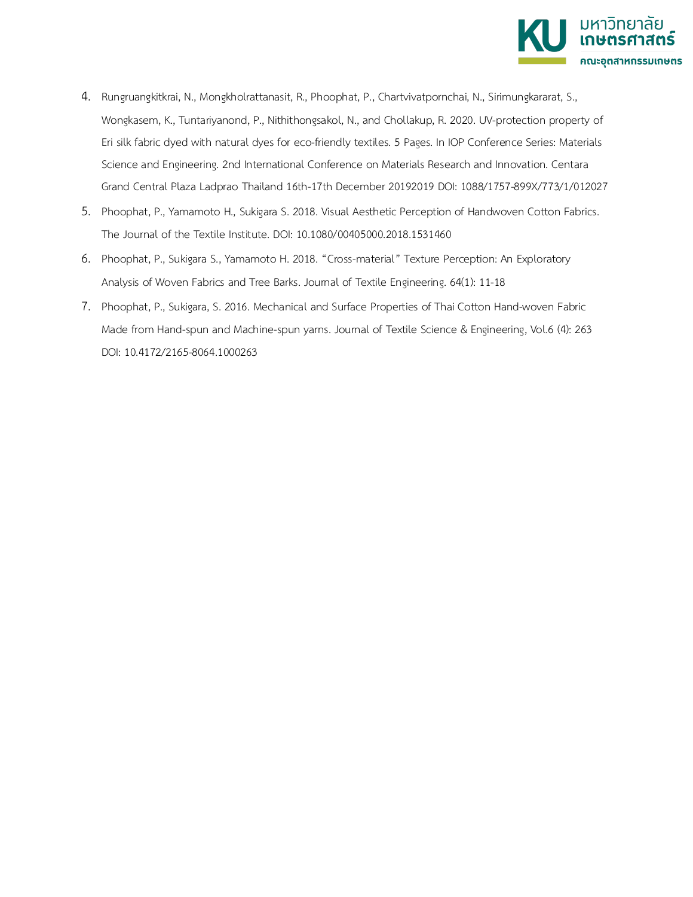4. Rungruangkitkrai, N., Mongkholrattanasit, R., Phoophat, P., Chartvivatpornchai, N., Sirimungkararat, S., Wongkasem, K., Tuntariyanond, P., Nithithongsakol, N., and Chollakup, R. 2020. UV-protection property of Eri silk fabric dyed with natural dyes for eco-friendly textiles. 5 Pages. In IOP Conference Series: Materials Science and Engineering. 2nd International Conference on Materials Research and Innovation. Centara Grand Central Plaza Ladprao Thailand 16th-17th December 20192019 DOI: 1088/1757-899X/773/1/012027
5. Phoophat, P., Yamamoto H., Sukigara S. 2018. Visual Aesthetic Perception of Handwoven Cotton Fabrics. The Journal of the Textile Institute. DOI: 10.1080/00405000.2018.1531460
6. Phoophat, P., Sukigara S., Yamamoto H. 2018. “Cross-material” Texture Perception: An Exploratory Analysis of Woven Fabrics and Tree Barks. Journal of Textile Engineering. 64(1): 11-18
7. Phoophat, P., Sukigara, S. 2016. Mechanical and Surface Properties of Thai Cotton Hand-woven Fabric Made from Hand-spun and Machine-spun yarns. Journal of Textile Science & Engineering, Vol.6 (4): 263 DOI: 10.4172/2165-8064.1000263